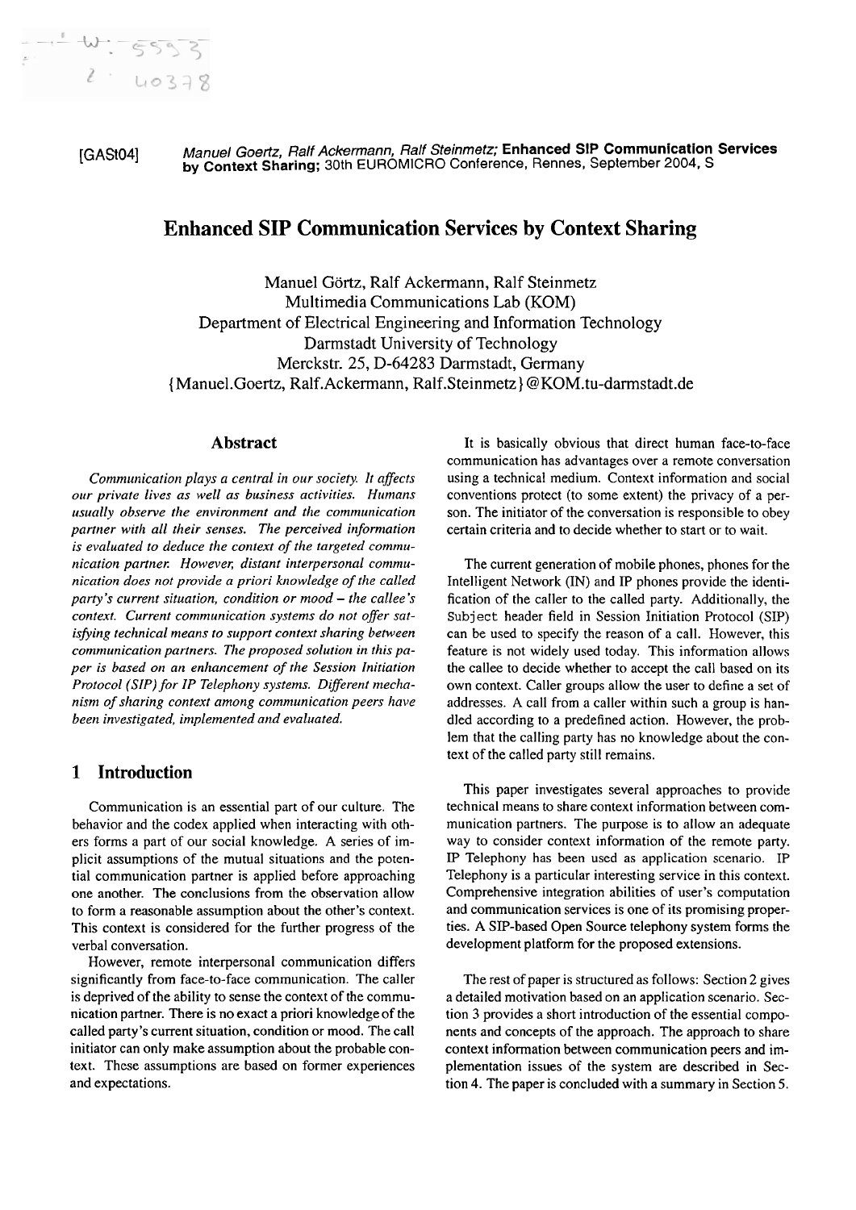[GASt04] *Manuel Goertz, Ralf Ackermann, Ralf Steinmetz;* **Enhanced SIP Communication Services by Context Sharing**; 30th EUROMICRO Conference, Rennes, September 2004, S

# Enhanced SIP Communication Services by Context Sharing

Manuel Görtz, Ralf Ackermann, Ralf Steinmetz
Multimedia Communications Lab (KOM)
Department of Electrical Engineering and Information Technology
Darmstadt University of Technology
Merckstr. 25, D-64283 Darmstadt, Germany
{Manuel.Goertz, Ralf.Ackermann, Ralf.Steinmetz}@KOM.tu-darmstadt.de

## Abstract

*Communication plays a central in our society. It affects our private lives as well as business activities. Humans usually observe the environment and the communication partner with all their senses. The perceived information is evaluated to deduce the context of the targeted communication partner. However, distant interpersonal communication does not provide a priori knowledge of the called party's current situation, condition or mood – the callee's context. Current communication systems do not offer satisfying technical means to support context sharing between communication partners. The proposed solution in this paper is based on an enhancement of the Session Initiation Protocol (SIP) for IP Telephony systems. Different mechanism of sharing context among communication peers have been investigated, implemented and evaluated.*

## 1 Introduction

Communication is an essential part of our culture. The behavior and the codex applied when interacting with others forms a part of our social knowledge. A series of implicit assumptions of the mutual situations and the potential communication partner is applied before approaching one another. The conclusions from the observation allow to form a reasonable assumption about the other's context. This context is considered for the further progress of the verbal conversation.

However, remote interpersonal communication differs significantly from face-to-face communication. The caller is deprived of the ability to sense the context of the communication partner. There is no exact a priori knowledge of the called party's current situation, condition or mood. The call initiator can only make assumption about the probable context. These assumptions are based on former experiences and expectations.

It is basically obvious that direct human face-to-face communication has advantages over a remote conversation using a technical medium. Context information and social conventions protect (to some extent) the privacy of a person. The initiator of the conversation is responsible to obey certain criteria and to decide whether to start or to wait.

The current generation of mobile phones, phones for the Intelligent Network (IN) and IP phones provide the identification of the caller to the called party. Additionally, the `Subject` header field in Session Initiation Protocol (SIP) can be used to specify the reason of a call. However, this feature is not widely used today. This information allows the callee to decide whether to accept the call based on its own context. Caller groups allow the user to define a set of addresses. A call from a caller within such a group is handled according to a predefined action. However, the problem that the calling party has no knowledge about the context of the called party still remains.

This paper investigates several approaches to provide technical means to share context information between communication partners. The purpose is to allow an adequate way to consider context information of the remote party. IP Telephony has been used as application scenario. IP Telephony is a particular interesting service in this context. Comprehensive integration abilities of user's computation and communication services is one of its promising properties. A SIP-based Open Source telephony system forms the development platform for the proposed extensions.

The rest of paper is structured as follows: Section 2 gives a detailed motivation based on an application scenario. Section 3 provides a short introduction of the essential components and concepts of the approach. The approach to share context information between communication peers and implementation issues of the system are described in Section 4. The paper is concluded with a summary in Section 5.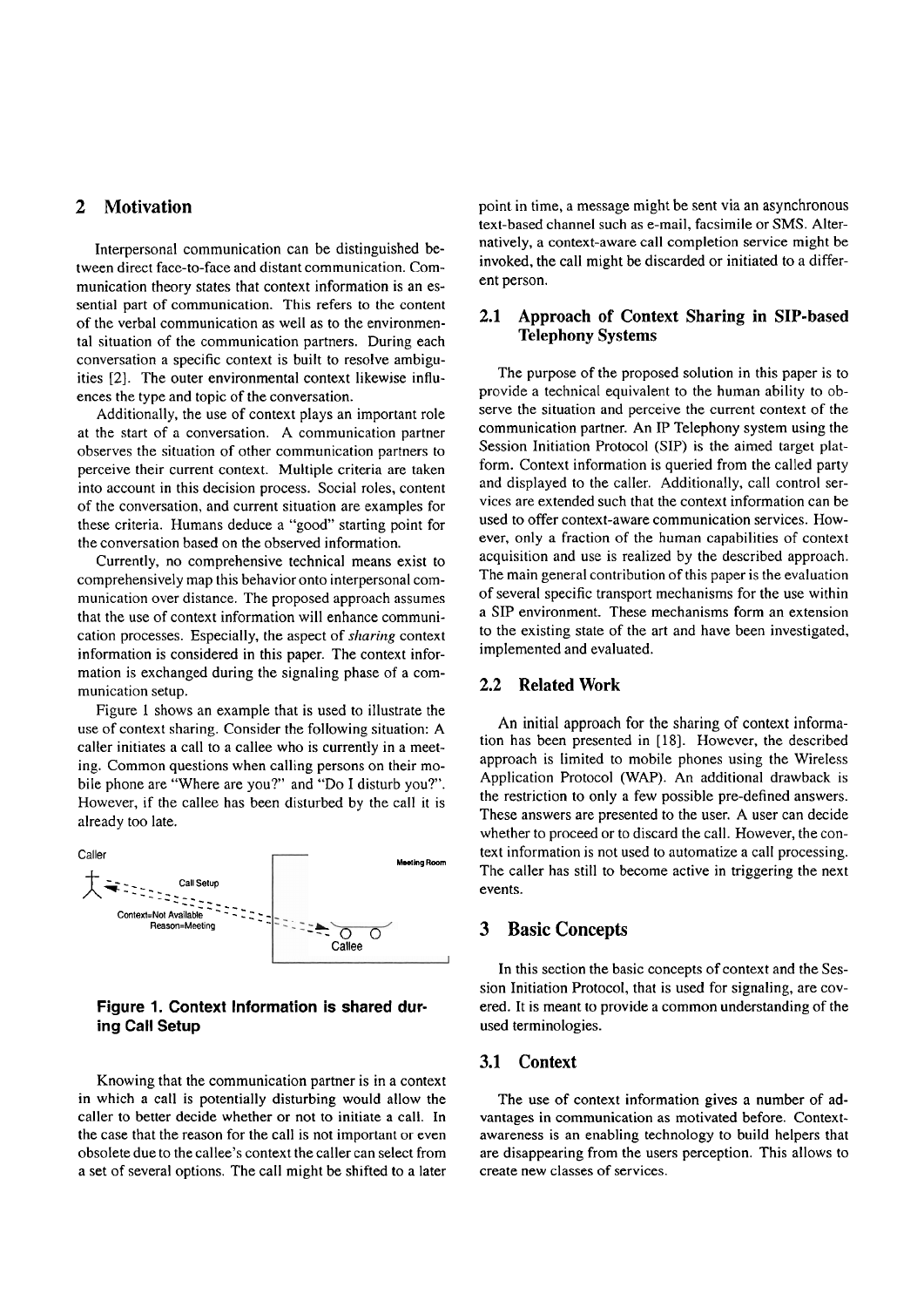## 2 Motivation

Interpersonal communication can be distinguished between direct face-to-face and distant communication. Communication theory states that context information is an essential part of communication. This refers to the content of the verbal communication as well as to the environmental situation of the communication partners. During each conversation a specific context is built to resolve ambiguities [2]. The outer environmental context likewise influences the type and topic of the conversation.

Additionally, the use of context plays an important role at the start of a conversation. A communication partner observes the situation of other communication partners to perceive their current context. Multiple criteria are taken into account in this decision process. Social roles, content of the conversation, and current situation are examples for these criteria. Humans deduce a "good" starting point for the conversation based on the observed information.

Currently, no comprehensive technical means exist to comprehensively map this behavior onto interpersonal communication over distance. The proposed approach assumes that the use of context information will enhance communication processes. Especially, the aspect of *sharing* context information is considered in this paper. The context information is exchanged during the signaling phase of a communication setup.

Figure 1 shows an example that is used to illustrate the use of context sharing. Consider the following situation: A caller initiates a call to a callee who is currently in a meeting. Common questions when calling persons on their mobile phone are "Where are you?" and "Do I disturb you?". However, if the callee has been disturbed by the call it is already too late.

**Figure 1. Context Information is shared during Call Setup**

Knowing that the communication partner is in a context in which a call is potentially disturbing would allow the caller to better decide whether or not to initiate a call. In the case that the reason for the call is not important or even obsolete due to the callee's context the caller can select from a set of several options. The call might be shifted to a later point in time, a message might be sent via an asynchronous text-based channel such as e-mail, facsimile or SMS. Alternatively, a context-aware call completion service might be invoked, the call might be discarded or initiated to a different person.

### 2.1 Approach of Context Sharing in SIP-based Telephony Systems

The purpose of the proposed solution in this paper is to provide a technical equivalent to the human ability to observe the situation and perceive the current context of the communication partner. An IP Telephony system using the Session Initiation Protocol (SIP) is the aimed target platform. Context information is queried from the called party and displayed to the caller. Additionally, call control services are extended such that the context information can be used to offer context-aware communication services. However, only a fraction of the human capabilities of context acquisition and use is realized by the described approach. The main general contribution of this paper is the evaluation of several specific transport mechanisms for the use within a SIP environment. These mechanisms form an extension to the existing state of the art and have been investigated, implemented and evaluated.

### 2.2 Related Work

An initial approach for the sharing of context information has been presented in [18]. However, the described approach is limited to mobile phones using the Wireless Application Protocol (WAP). An additional drawback is the restriction to only a few possible pre-defined answers. These answers are presented to the user. A user can decide whether to proceed or to discard the call. However, the context information is not used to automatize a call processing. The caller has still to become active in triggering the next events.

## 3 Basic Concepts

In this section the basic concepts of context and the Session Initiation Protocol, that is used for signaling, are covered. It is meant to provide a common understanding of the used terminologies.

### 3.1 Context

The use of context information gives a number of advantages in communication as motivated before. Context-awareness is an enabling technology to build helpers that are disappearing from the users perception. This allows to create new classes of services.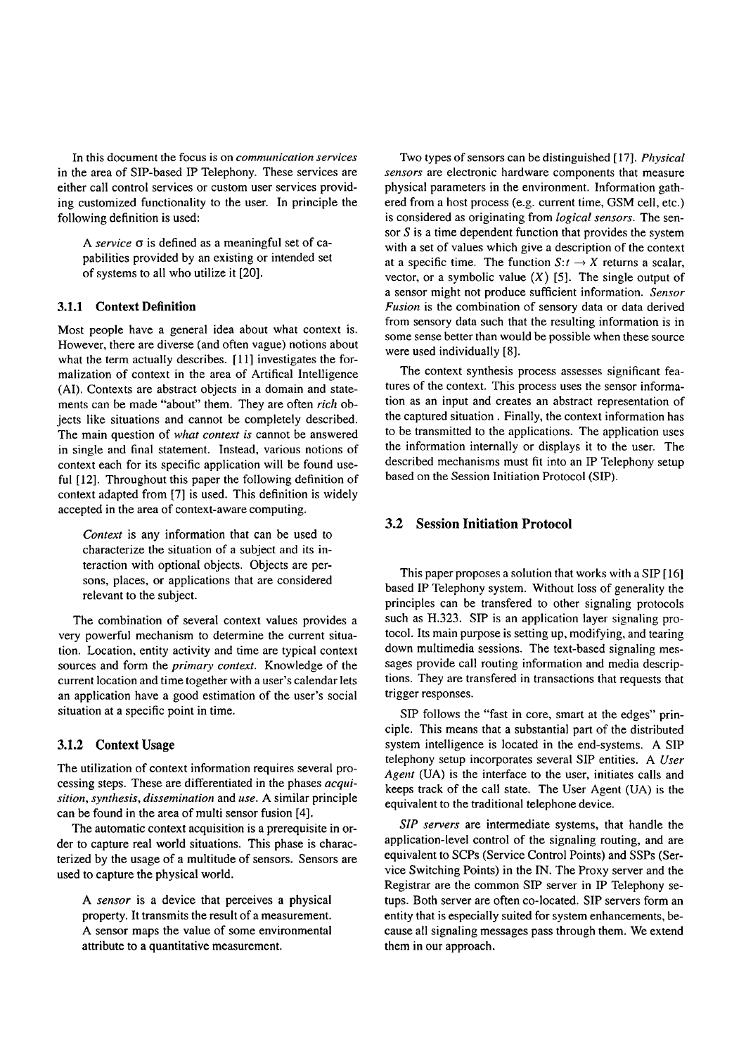In this document the focus is on *communication services* in the area of SIP-based IP Telephony. These services are either call control services or custom user services providing customized functionality to the user. In principle the following definition is used:

> A *service* $\sigma$ is defined as a meaningful set of capabilities provided by an existing or intended set of systems to all who utilize it [20].

### 3.1.1 Context Definition

Most people have a general idea about what context is. However, there are diverse (and often vague) notions about what the term actually describes. [11] investigates the formalization of context in the area of Artifical Intelligence (AI). Contexts are abstract objects in a domain and statements can be made "about" them. They are often *rich* objects like situations and cannot be completely described. The main question of *what context is* cannot be answered in single and final statement. Instead, various notions of context each for its specific application will be found useful [12]. Throughout this paper the following definition of context adapted from [7] is used. This definition is widely accepted in the area of context-aware computing.

> *Context* is any information that can be used to characterize the situation of a subject and its interaction with optional objects. Objects are persons, places, or applications that are considered relevant to the subject.

The combination of several context values provides a very powerful mechanism to determine the current situation. Location, entity activity and time are typical context sources and form the *primary context*. Knowledge of the current location and time together with a user's calendar lets an application have a good estimation of the user's social situation at a specific point in time.

### 3.1.2 Context Usage

The utilization of context information requires several processing steps. These are differentiated in the phases *acquisition, synthesis, dissemination* and *use*. A similar principle can be found in the area of multi sensor fusion [4].

The automatic context acquisition is a prerequisite in order to capture real world situations. This phase is characterized by the usage of a multitude of sensors. Sensors are used to capture the physical world.

> A *sensor* is a device that perceives a physical property. It transmits the result of a measurement. A sensor maps the value of some environmental attribute to a quantitative measurement.

Two types of sensors can be distinguished [17]. *Physical sensors* are electronic hardware components that measure physical parameters in the environment. Information gathered from a host process (e.g. current time, GSM cell, etc.) is considered as originating from *logical sensors*. The sensor $S$ is a time dependent function that provides the system with a set of values which give a description of the context at a specific time. The function $S\!:t \rightarrow X$ returns a scalar, vector, or a symbolic value ($X$) [5]. The single output of a sensor might not produce sufficient information. *Sensor Fusion* is the combination of sensory data or data derived from sensory data such that the resulting information is in some sense better than would be possible when these source were used individually [8].

The context synthesis process assesses significant features of the context. This process uses the sensor information as an input and creates an abstract representation of the captured situation . Finally, the context information has to be transmitted to the applications. The application uses the information internally or displays it to the user. The described mechanisms must fit into an IP Telephony setup based on the Session Initiation Protocol (SIP).

## 3.2 Session Initiation Protocol

This paper proposes a solution that works with a SIP [16] based IP Telephony system. Without loss of generality the principles can be transfered to other signaling protocols such as H.323. SIP is an application layer signaling protocol. Its main purpose is setting up, modifying, and tearing down multimedia sessions. The text-based signaling messages provide call routing information and media descriptions. They are transfered in transactions that requests that trigger responses.

SIP follows the "fast in core, smart at the edges" principle. This means that a substantial part of the distributed system intelligence is located in the end-systems. A SIP telephony setup incorporates several SIP entities. A *User Agent* (UA) is the interface to the user, initiates calls and keeps track of the call state. The User Agent (UA) is the equivalent to the traditional telephone device.

*SIP servers* are intermediate systems, that handle the application-level control of the signaling routing, and are equivalent to SCPs (Service Control Points) and SSPs (Service Switching Points) in the IN. The Proxy server and the Registrar are the common SIP server in IP Telephony setups. Both server are often co-located. SIP servers form an entity that is especially suited for system enhancements, because all signaling messages pass through them. We extend them in our approach.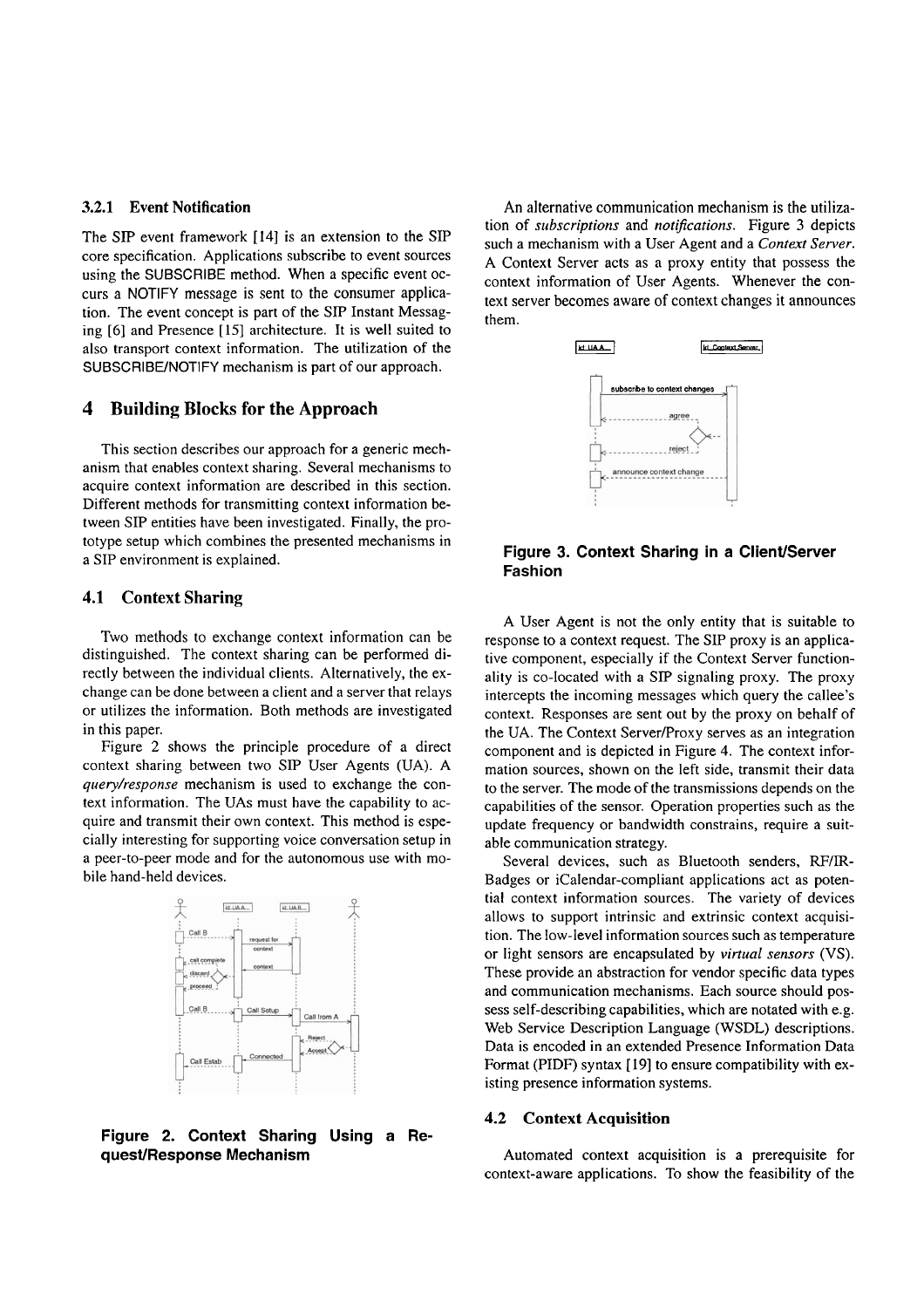### 3.2.1 Event Notification

The SIP event framework [14] is an extension to the SIP core specification. Applications subscribe to event sources using the SUBSCRIBE method. When a specific event occurs a NOTIFY message is sent to the consumer application. The event concept is part of the SIP Instant Messaging [6] and Presence [15] architecture. It is well suited to also transport context information. The utilization of the SUBSCRIBE/NOTIFY mechanism is part of our approach.

## 4 Building Blocks for the Approach

This section describes our approach for a generic mechanism that enables context sharing. Several mechanisms to acquire context information are described in this section. Different methods for transmitting context information between SIP entities have been investigated. Finally, the prototype setup which combines the presented mechanisms in a SIP environment is explained.

### 4.1 Context Sharing

Two methods to exchange context information can be distinguished. The context sharing can be performed directly between the individual clients. Alternatively, the exchange can be done between a client and a server that relays or utilizes the information. Both methods are investigated in this paper.

Figure 2 shows the principle procedure of a direct context sharing between two SIP User Agents (UA). A *query/response* mechanism is used to exchange the context information. The UAs must have the capability to acquire and transmit their own context. This method is especially interesting for supporting voice conversation setup in a peer-to-peer mode and for the autonomous use with mobile hand-held devices.

**Figure 2. Context Sharing Using a Request/Response Mechanism**

An alternative communication mechanism is the utilization of *subscriptions* and *notifications*. Figure 3 depicts such a mechanism with a User Agent and a *Context Server*. A Context Server acts as a proxy entity that possess the context information of User Agents. Whenever the context server becomes aware of context changes it announces them.

**Figure 3. Context Sharing in a Client/Server Fashion**

A User Agent is not the only entity that is suitable to response to a context request. The SIP proxy is an applicative component, especially if the Context Server functionality is co-located with a SIP signaling proxy. The proxy intercepts the incoming messages which query the callee's context. Responses are sent out by the proxy on behalf of the UA. The Context Server/Proxy serves as an integration component and is depicted in Figure 4. The context information sources, shown on the left side, transmit their data to the server. The mode of the transmissions depends on the capabilities of the sensor. Operation properties such as the update frequency or bandwidth constrains, require a suitable communication strategy.

Several devices, such as Bluetooth senders, RF/IR-Badges or iCalendar-compliant applications act as potential context information sources. The variety of devices allows to support intrinsic and extrinsic context acquisition. The low-level information sources such as temperature or light sensors are encapsulated by *virtual sensors* (VS). These provide an abstraction for vendor specific data types and communication mechanisms. Each source should possess self-describing capabilities, which are notated with e.g. Web Service Description Language (WSDL) descriptions. Data is encoded in an extended Presence Information Data Format (PIDF) syntax [19] to ensure compatibility with existing presence information systems.

### 4.2 Context Acquisition

Automated context acquisition is a prerequisite for context-aware applications. To show the feasibility of the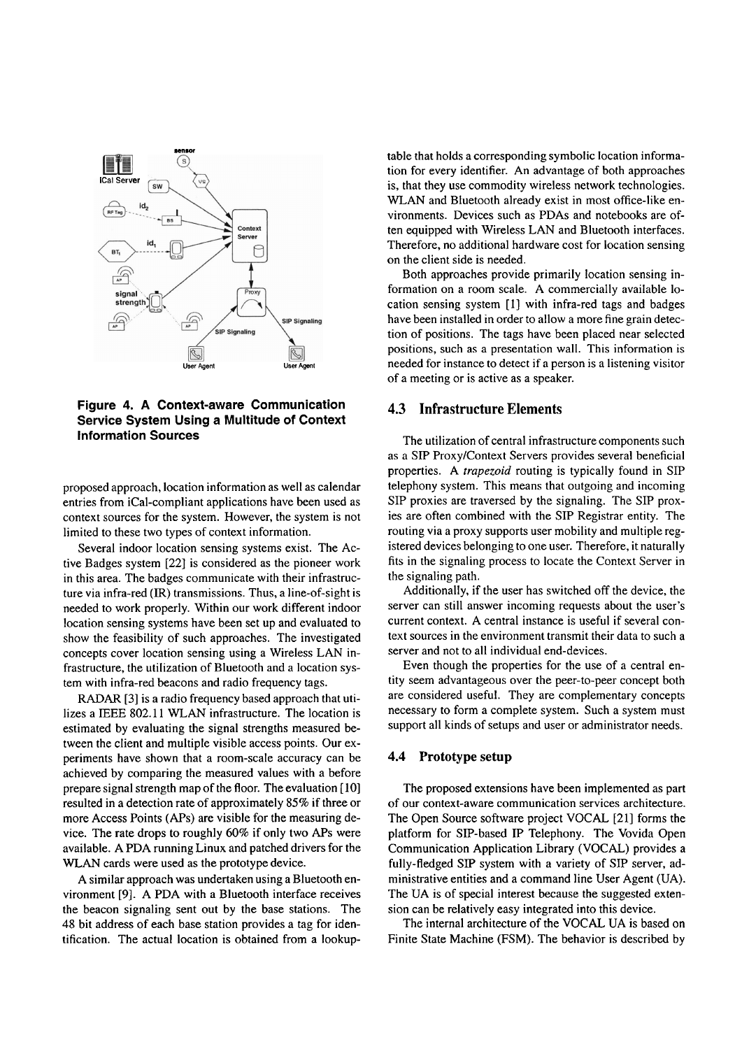**Figure 4. A Context-aware Communication Service System Using a Multitude of Context Information Sources**

proposed approach, location information as well as calendar entries from iCal-compliant applications have been used as context sources for the system. However, the system is not limited to these two types of context information.

Several indoor location sensing systems exist. The Active Badges system [22] is considered as the pioneer work in this area. The badges communicate with their infrastructure via infra-red (IR) transmissions. Thus, a line-of-sight is needed to work properly. Within our work different indoor location sensing systems have been set up and evaluated to show the feasibility of such approaches. The investigated concepts cover location sensing using a Wireless LAN infrastructure, the utilization of Bluetooth and a location system with infra-red beacons and radio frequency tags.

RADAR [3] is a radio frequency based approach that utilizes a IEEE 802.11 WLAN infrastructure. The location is estimated by evaluating the signal strengths measured between the client and multiple visible access points. Our experiments have shown that a room-scale accuracy can be achieved by comparing the measured values with a before prepare signal strength map of the floor. The evaluation [10] resulted in a detection rate of approximately 85% if three or more Access Points (APs) are visible for the measuring device. The rate drops to roughly 60% if only two APs were available. A PDA running Linux and patched drivers for the WLAN cards were used as the prototype device.

A similar approach was undertaken using a Bluetooth environment [9]. A PDA with a Bluetooth interface receives the beacon signaling sent out by the base stations. The 48 bit address of each base station provides a tag for identification. The actual location is obtained from a lookup-table that holds a corresponding symbolic location information for every identifier. An advantage of both approaches is, that they use commodity wireless network technologies. WLAN and Bluetooth already exist in most office-like environments. Devices such as PDAs and notebooks are often equipped with Wireless LAN and Bluetooth interfaces. Therefore, no additional hardware cost for location sensing on the client side is needed.

Both approaches provide primarily location sensing information on a room scale. A commercially available location sensing system [1] with infra-red tags and badges have been installed in order to allow a more fine grain detection of positions. The tags have been placed near selected positions, such as a presentation wall. This information is needed for instance to detect if a person is a listening visitor of a meeting or is active as a speaker.

## 4.3 Infrastructure Elements

The utilization of central infrastructure components such as a SIP Proxy/Context Servers provides several beneficial properties. A *trapezoid* routing is typically found in SIP telephony system. This means that outgoing and incoming SIP proxies are traversed by the signaling. The SIP proxies are often combined with the SIP Registrar entity. The routing via a proxy supports user mobility and multiple registered devices belonging to one user. Therefore, it naturally fits in the signaling process to locate the Context Server in the signaling path.

Additionally, if the user has switched off the device, the server can still answer incoming requests about the user's current context. A central instance is useful if several context sources in the environment transmit their data to such a server and not to all individual end-devices.

Even though the properties for the use of a central entity seem advantageous over the peer-to-peer concept both are considered useful. They are complementary concepts necessary to form a complete system. Such a system must support all kinds of setups and user or administrator needs.

## 4.4 Prototype setup

The proposed extensions have been implemented as part of our context-aware communication services architecture. The Open Source software project VOCAL [21] forms the platform for SIP-based IP Telephony. The Vovida Open Communication Application Library (VOCAL) provides a fully-fledged SIP system with a variety of SIP server, administrative entities and a command line User Agent (UA). The UA is of special interest because the suggested extension can be relatively easy integrated into this device.

The internal architecture of the VOCAL UA is based on Finite State Machine (FSM). The behavior is described by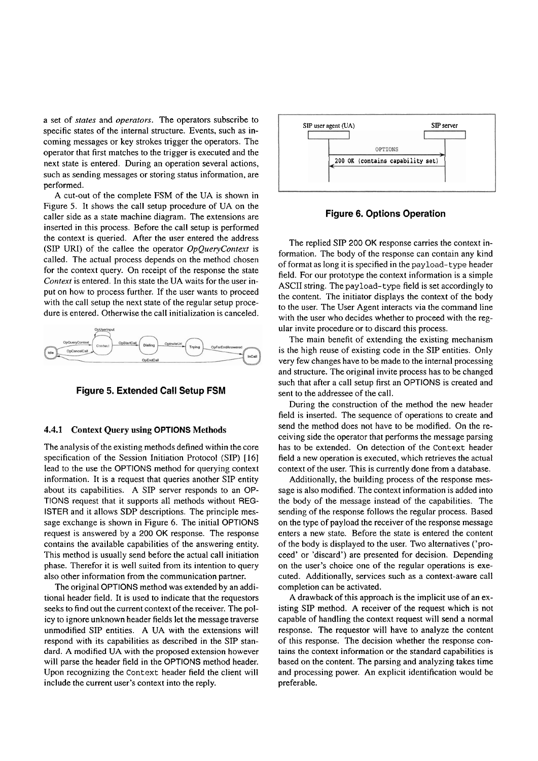a set of *states* and *operators*. The operators subscribe to specific states of the internal structure. Events, such as incoming messages or key strokes trigger the operators. The operator that first matches to the trigger is executed and the next state is entered. During an operation several actions, such as sending messages or storing status information, are performed.

A cut-out of the complete FSM of the UA is shown in Figure 5. It shows the call setup procedure of UA on the caller side as a state machine diagram. The extensions are inserted in this process. Before the call setup is performed the context is queried. After the user entered the address (SIP URI) of the callee the operator *OpQueryContext* is called. The actual process depends on the method chosen for the context query. On receipt of the response the state *Context* is entered. In this state the UA waits for the user input on how to process further. If the user wants to proceed with the call setup the next state of the regular setup procedure is entered. Otherwise the call initialization is canceled.

**Figure 5. Extended Call Setup FSM**

#### 4.4.1 Context Query using OPTIONS Methods

The analysis of the existing methods defined within the core specification of the Session Initiation Protocol (SIP) [16] lead to the use the OPTIONS method for querying context information. It is a request that queries another SIP entity about its capabilities. A SIP server responds to an OPTIONS request that it supports all methods without REGISTER and it allows SDP descriptions. The principle message exchange is shown in Figure 6. The initial OPTIONS request is answered by a 200 OK response. The response contains the available capabilities of the answering entity. This method is usually send before the actual call initiation phase. Therefor it is well suited from its intention to query also other information from the communication partner.

The original OPTIONS method was extended by an additional header field. It is used to indicate that the requestors seeks to find out the current context of the receiver. The policy to ignore unknown header fields let the message traverse unmodified SIP entities. A UA with the extensions will respond with its capabilities as described in the SIP standard. A modified UA with the proposed extension however will parse the header field in the OPTIONS method header. Upon recognizing the `Context` header field the client will include the current user's context into the reply.

**Figure 6. Options Operation**

The replied SIP 200 OK response carries the context information. The body of the response can contain any kind of format as long it is specified in the `payload-type` header field. For our prototype the context information is a simple ASCII string. The `payload-type` field is set accordingly to the content. The initiator displays the context of the body to the user. The User Agent interacts via the command line with the user who decides whether to proceed with the regular invite procedure or to discard this process.

The main benefit of extending the existing mechanism is the high reuse of existing code in the SIP entities. Only very few changes have to be made to the internal processing and structure. The original invite process has to be changed such that after a call setup first an OPTIONS is created and sent to the addressee of the call.

During the construction of the method the new header field is inserted. The sequence of operations to create and send the method does not have to be modified. On the receiving side the operator that performs the message parsing has to be extended. On detection of the `Context` header field a new operation is executed, which retrieves the actual context of the user. This is currently done from a database.

Additionally, the building process of the response message is also modified. The context information is added into the body of the message instead of the capabilities. The sending of the response follows the regular process. Based on the type of payload the receiver of the response message enters a new state. Before the state is entered the content of the body is displayed to the user. Two alternatives ('proceed' or 'discard') are presented for decision. Depending on the user's choice one of the regular operations is executed. Additionally, services such as a context-aware call completion can be activated.

A drawback of this approach is the implicit use of an existing SIP method. A receiver of the request which is not capable of handling the context request will send a normal response. The requestor will have to analyze the content of this response. The decision whether the response contains the context information or the standard capabilities is based on the content. The parsing and analyzing takes time and processing power. An explicit identification would be preferable.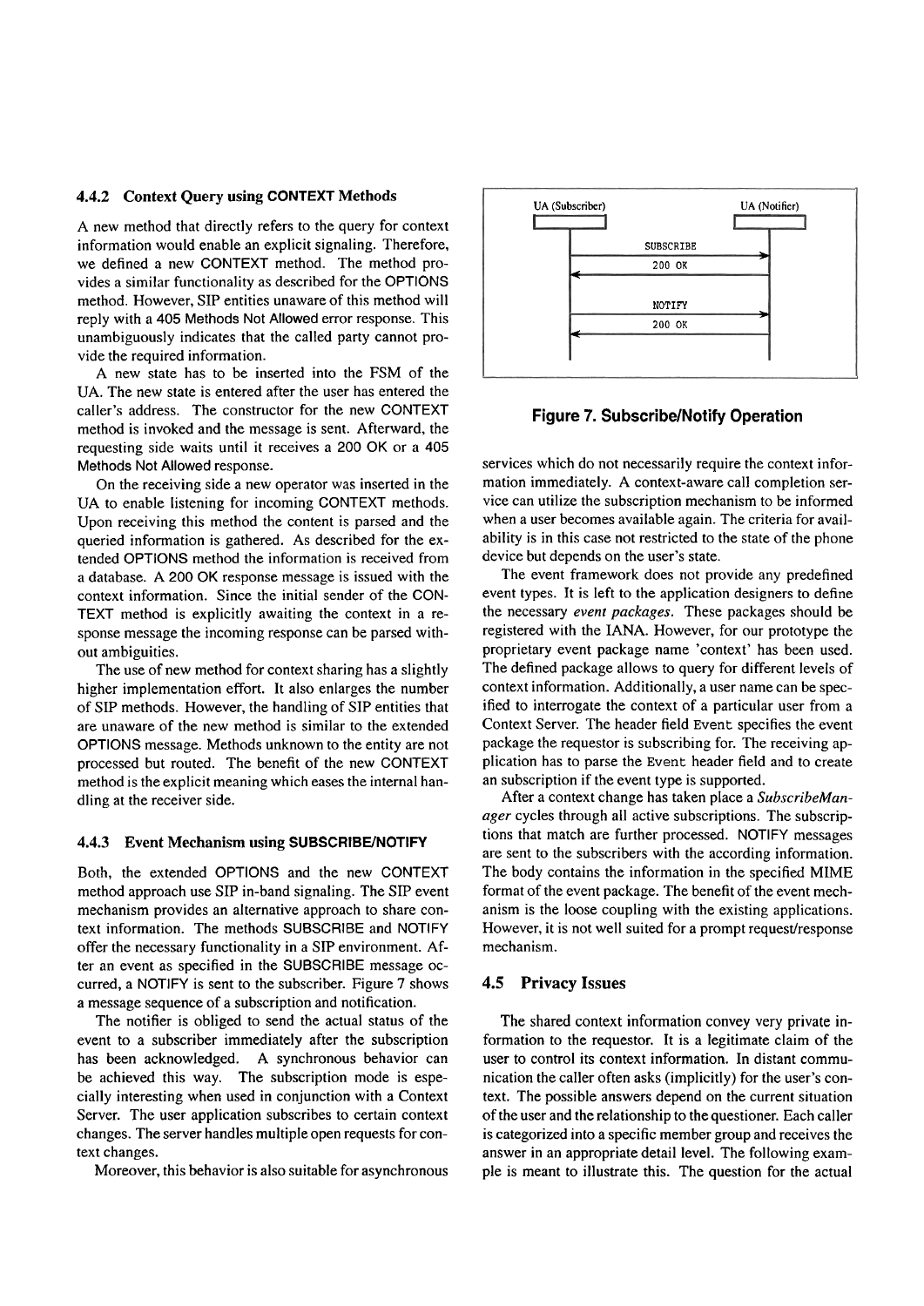#### 4.4.2 Context Query using CONTEXT Methods

A new method that directly refers to the query for context information would enable an explicit signaling. Therefore, we defined a new CONTEXT method. The method provides a similar functionality as described for the OPTIONS method. However, SIP entities unaware of this method will reply with a 405 Methods Not Allowed error response. This unambiguously indicates that the called party cannot provide the required information.

A new state has to be inserted into the FSM of the UA. The new state is entered after the user has entered the caller's address. The constructor for the new CONTEXT method is invoked and the message is sent. Afterward, the requesting side waits until it receives a 200 OK or a 405 Methods Not Allowed response.

On the receiving side a new operator was inserted in the UA to enable listening for incoming CONTEXT methods. Upon receiving this method the content is parsed and the queried information is gathered. As described for the extended OPTIONS method the information is received from a database. A 200 OK response message is issued with the context information. Since the initial sender of the CONTEXT method is explicitly awaiting the context in a response message the incoming response can be parsed without ambiguities.

The use of new method for context sharing has a slightly higher implementation effort. It also enlarges the number of SIP methods. However, the handling of SIP entities that are unaware of the new method is similar to the extended OPTIONS message. Methods unknown to the entity are not processed but routed. The benefit of the new CONTEXT method is the explicit meaning which eases the internal handling at the receiver side.

#### 4.4.3 Event Mechanism using SUBSCRIBE/NOTIFY

Both, the extended OPTIONS and the new CONTEXT method approach use SIP in-band signaling. The SIP event mechanism provides an alternative approach to share context information. The methods SUBSCRIBE and NOTIFY offer the necessary functionality in a SIP environment. After an event as specified in the SUBSCRIBE message occurred, a NOTIFY is sent to the subscriber. Figure 7 shows a message sequence of a subscription and notification.

The notifier is obliged to send the actual status of the event to a subscriber immediately after the subscription has been acknowledged. A synchronous behavior can be achieved this way. The subscription mode is especially interesting when used in conjunction with a Context Server. The user application subscribes to certain context changes. The server handles multiple open requests for context changes.

Moreover, this behavior is also suitable for asynchronous services which do not necessarily require the context information immediately. A context-aware call completion service can utilize the subscription mechanism to be informed when a user becomes available again. The criteria for availability is in this case not restricted to the state of the phone device but depends on the user's state.

```
UA (Subscriber)                         UA (Notifier)
      |             SUBSCRIBE                |
      |------------------------------------->|
      |             200 OK                   |
      |<-------------------------------------|
      |             NOTIFY                   |
      |------------------------------------->|
      |             200 OK                   |
      |<-------------------------------------|
```

**Figure 7. Subscribe/Notify Operation**

The event framework does not provide any predefined event types. It is left to the application designers to define the necessary *event packages*. These packages should be registered with the IANA. However, for our prototype the proprietary event package name 'context' has been used. The defined package allows to query for different levels of context information. Additionally, a user name can be specified to interrogate the context of a particular user from a Context Server. The header field `Event` specifies the event package the requestor is subscribing for. The receiving application has to parse the `Event` header field and to create an subscription if the event type is supported.

After a context change has taken place a *SubscribeManager* cycles through all active subscriptions. The subscriptions that match are further processed. NOTIFY messages are sent to the subscribers with the according information. The body contains the information in the specified MIME format of the event package. The benefit of the event mechanism is the loose coupling with the existing applications. However, it is not well suited for a prompt request/response mechanism.

### 4.5 Privacy Issues

The shared context information convey very private information to the requestor. It is a legitimate claim of the user to control its context information. In distant communication the caller often asks (implicitly) for the user's context. The possible answers depend on the current situation of the user and the relationship to the questioner. Each caller is categorized into a specific member group and receives the answer in an appropriate detail level. The following example is meant to illustrate this. The question for the actual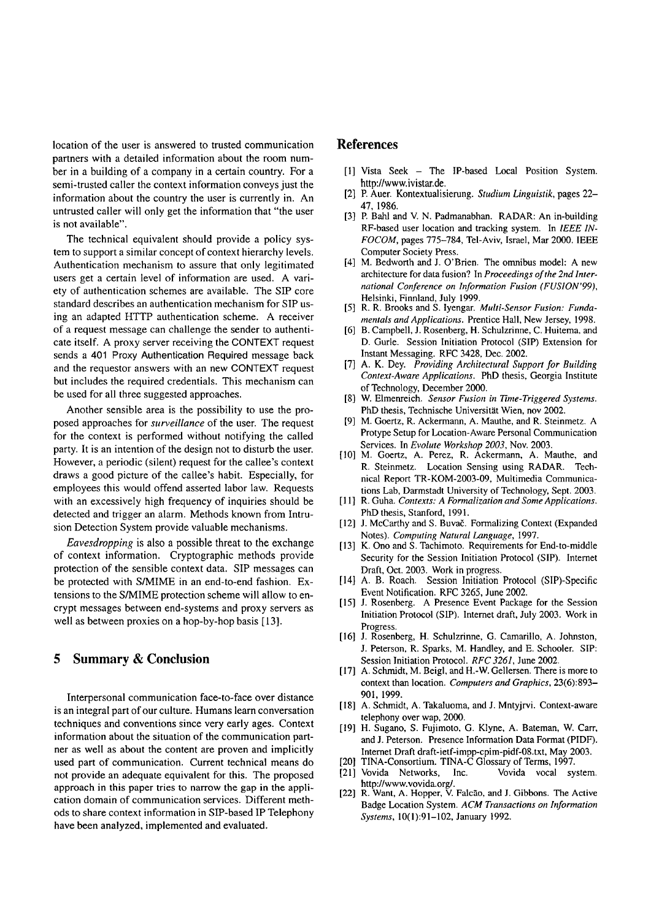location of the user is answered to trusted communication partners with a detailed information about the room number in a building of a company in a certain country. For a semi-trusted caller the context information conveys just the information about the country the user is currently in. An untrusted caller will only get the information that "the user is not available".

The technical equivalent should provide a policy system to support a similar concept of context hierarchy levels. Authentication mechanism to assure that only legitimated users get a certain level of information are used. A variety of authentication schemes are available. The SIP core standard describes an authentication mechanism for SIP using an adapted HTTP authentication scheme. A receiver of a request message can challenge the sender to authenticate itself. A proxy server receiving the CONTEXT request sends a 401 Proxy Authentication Required message back and the requestor answers with an new CONTEXT request but includes the required credentials. This mechanism can be used for all three suggested approaches.

Another sensible area is the possibility to use the proposed approaches for *surveillance* of the user. The request for the context is performed without notifying the called party. It is an intention of the design not to disturb the user. However, a periodic (silent) request for the callee's context draws a good picture of the callee's habit. Especially, for employees this would offend asserted labor law. Requests with an excessively high frequency of inquiries should be detected and trigger an alarm. Methods known from Intrusion Detection System provide valuable mechanisms.

*Eavesdropping* is also a possible threat to the exchange of context information. Cryptographic methods provide protection of the sensible context data. SIP messages can be protected with S/MIME in an end-to-end fashion. Extensions to the S/MIME protection scheme will allow to encrypt messages between end-systems and proxy servers as well as between proxies on a hop-by-hop basis [13].

## 5 Summary & Conclusion

Interpersonal communication face-to-face over distance is an integral part of our culture. Humans learn conversation techniques and conventions since very early ages. Context information about the situation of the communication partner as well as about the content are proven and implicitly used part of communication. Current technical means do not provide an adequate equivalent for this. The proposed approach in this paper tries to narrow the gap in the application domain of communication services. Different methods to share context information in SIP-based IP Telephony have been analyzed, implemented and evaluated.

## References

[1] Vista Seek – The IP-based Local Position System. http://www.ivistar.de.

[2] P. Auer. Kontextualisierung. *Studium Linguistik*, pages 22–47, 1986.

[3] P. Bahl and V. N. Padmanabhan. RADAR: An in-building RF-based user location and tracking system. In *IEEE INFOCOM*, pages 775–784, Tel-Aviv, Israel, Mar 2000. IEEE Computer Society Press.

[4] M. Bedworth and J. O'Brien. The omnibus model: A new architecture for data fusion? In *Proceedings of the 2nd International Conference on Information Fusion (FUSION'99)*, Helsinki, Finnland, July 1999.

[5] R. R. Brooks and S. Iyengar. *Multi-Sensor Fusion: Fundamentals and Applications*. Prentice Hall, New Jersey, 1998.

[6] B. Campbell, J. Rosenberg, H. Schulzrinne, C. Huitema, and D. Gurle. Session Initiation Protocol (SIP) Extension for Instant Messaging. RFC 3428, Dec. 2002.

[7] A. K. Dey. *Providing Architectural Support for Building Context-Aware Applications*. PhD thesis, Georgia Institute of Technology, December 2000.

[8] W. Elmenreich. *Sensor Fusion in Time-Triggered Systems*. PhD thesis, Technische Universität Wien, nov 2002.

[9] M. Goertz, R. Ackermann, A. Mauthe, and R. Steinmetz. A Protype Setup for Location-Aware Personal Communication Services. In *Evolute Workshop 2003*, Nov. 2003.

[10] M. Goertz, A. Perez, R. Ackermann, A. Mauthe, and R. Steinmetz. Location Sensing using RADAR. Technical Report TR-KOM-2003-09, Multimedia Communications Lab, Darmstadt University of Technology, Sept. 2003.

[11] R. Guha. *Contexts: A Formalization and Some Applications*. PhD thesis, Stanford, 1991.

[12] J. McCarthy and S. Buvač. Formalizing Context (Expanded Notes). *Computing Natural Language*, 1997.

[13] K. Ono and S. Tachimoto. Requirements for End-to-middle Security for the Session Initiation Protocol (SIP). Internet Draft, Oct. 2003. Work in progress.

[14] A. B. Roach. Session Initiation Protocol (SIP)-Specific Event Notification. RFC 3265, June 2002.

[15] J. Rosenberg. A Presence Event Package for the Session Initiation Protocol (SIP). Internet draft, July 2003. Work in Progress.

[16] J. Rosenberg, H. Schulzrinne, G. Camarillo, A. Johnston, J. Peterson, R. Sparks, M. Handley, and E. Schooler. SIP: Session Initiation Protocol. *RFC 3261*, June 2002.

[17] A. Schmidt, M. Beigl, and H.-W. Gellersen. There is more to context than location. *Computers and Graphics*, 23(6):893–901, 1999.

[18] A. Schmidt, A. Takaluoma, and J. Mntyjrvi. Context-aware telephony over wap, 2000.

[19] H. Sugano, S. Fujimoto, G. Klyne, A. Bateman, W. Carr, and J. Peterson. Presence Information Data Format (PIDF). Internet Draft draft-ietf-impp-cpim-pidf-08.txt, May 2003.

[20] TINA-Consortium. TINA-C Glossary of Terms, 1997.

[21] Vovida Networks, Inc. Vovida vocal system. http://www.vovida.org/.

[22] R. Want, A. Hopper, V. Falcão, and J. Gibbons. The Active Badge Location System. *ACM Transactions on Information Systems*, 10(1):91–102, January 1992.